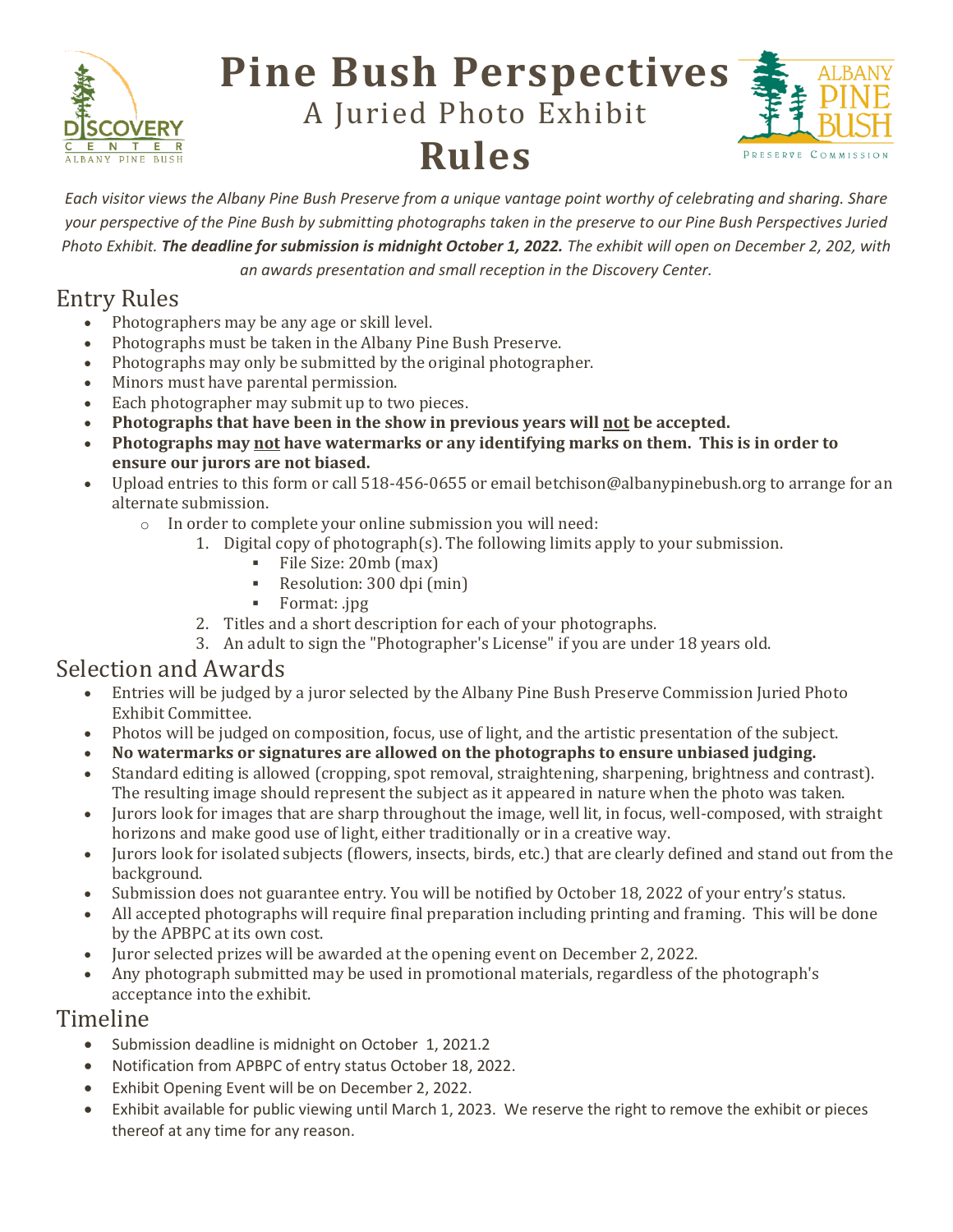# Pine Bush Perspectives

## A Juried Photo Exhibit

# Rules

*Each visitor views the Albany Pine Bush Preserve from a unique vantage point worthy of celebrating and sharing. Share your perspective of the Pine Bush by submitting photographs taken in the preserve to our Pine Bush Perspectives Juried Photo Exhibit.* ***The deadline for submission is midnight October 1, 2022.*** *The exhibit will open on December 2, 202, with an awards presentation and small reception in the Discovery Center.*

## Entry Rules

- Photographers may be any age or skill level.
- Photographs must be taken in the Albany Pine Bush Preserve.
- Photographs may only be submitted by the original photographer.
- Minors must have parental permission.
- Each photographer may submit up to two pieces.
- **Photographs that have been in the show in previous years will <u>not</u> be accepted.**
- **Photographs may <u>not</u> have watermarks or any identifying marks on them. This is in order to ensure our jurors are not biased.**
- Upload entries to this form or call 518-456-0655 or email betchison@albanypinebush.org to arrange for an alternate submission.
  - In order to complete your online submission you will need:
    1. Digital copy of photograph(s). The following limits apply to your submission.
       - File Size: 20mb (max)
       - Resolution: 300 dpi (min)
       - Format: .jpg
    2. Titles and a short description for each of your photographs.
    3. An adult to sign the "Photographer's License" if you are under 18 years old.

## Selection and Awards

- Entries will be judged by a juror selected by the Albany Pine Bush Preserve Commission Juried Photo Exhibit Committee.
- Photos will be judged on composition, focus, use of light, and the artistic presentation of the subject.
- **No watermarks or signatures are allowed on the photographs to ensure unbiased judging.**
- Standard editing is allowed (cropping, spot removal, straightening, sharpening, brightness and contrast). The resulting image should represent the subject as it appeared in nature when the photo was taken.
- Jurors look for images that are sharp throughout the image, well lit, in focus, well-composed, with straight horizons and make good use of light, either traditionally or in a creative way.
- Jurors look for isolated subjects (flowers, insects, birds, etc.) that are clearly defined and stand out from the background.
- Submission does not guarantee entry. You will be notified by October 18, 2022 of your entry's status.
- All accepted photographs will require final preparation including printing and framing. This will be done by the APBPC at its own cost.
- Juror selected prizes will be awarded at the opening event on December 2, 2022.
- Any photograph submitted may be used in promotional materials, regardless of the photograph's acceptance into the exhibit.

## Timeline

- Submission deadline is midnight on October 1, 2021.2
- Notification from APBPC of entry status October 18, 2022.
- Exhibit Opening Event will be on December 2, 2022.
- Exhibit available for public viewing until March 1, 2023. We reserve the right to remove the exhibit or pieces thereof at any time for any reason.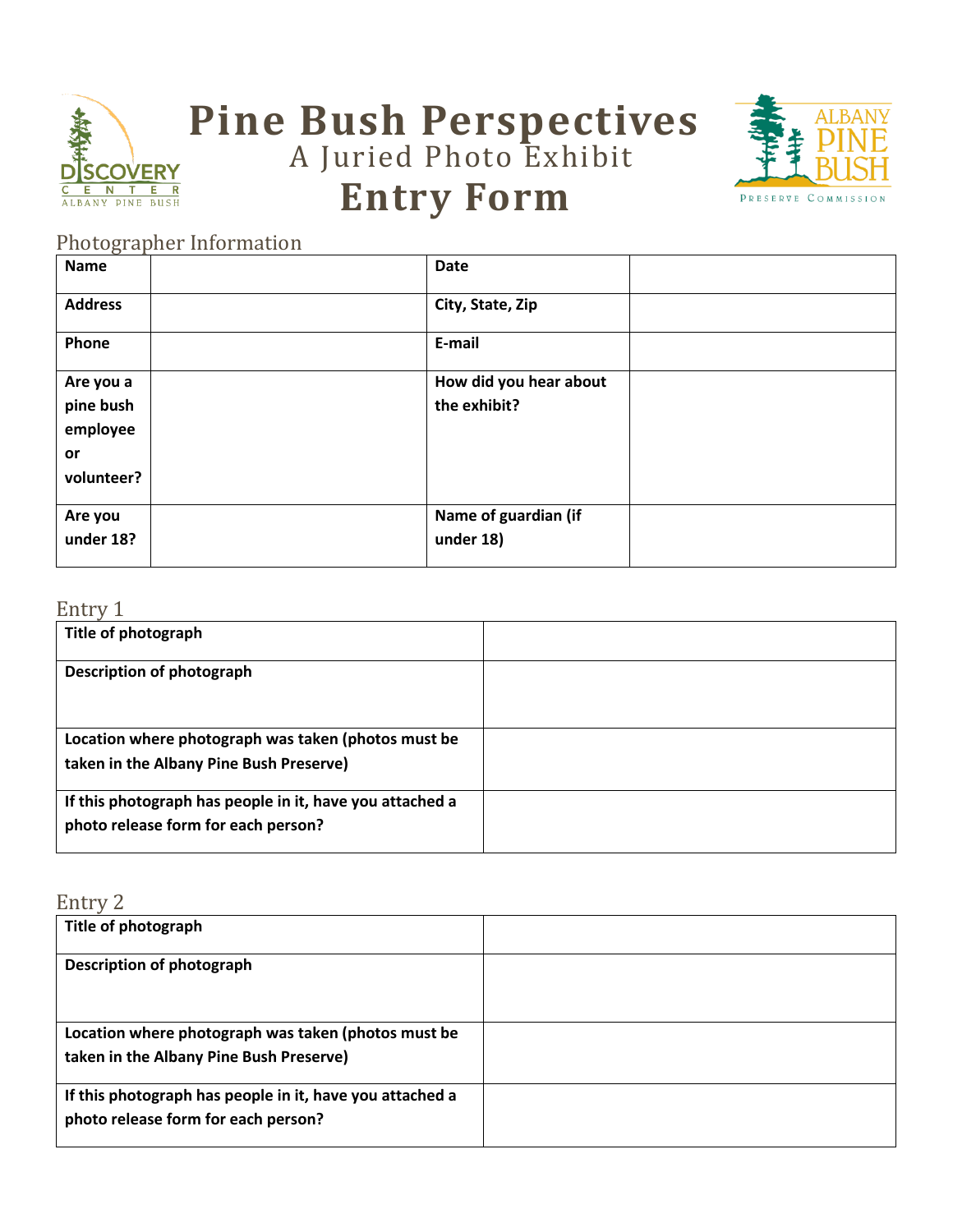# Pine Bush Perspectives

## A Juried Photo Exhibit

# Entry Form

### Photographer Information

| | | | |
|---|---|---|---|
| **Name** | | **Date** | |
| **Address** | | **City, State, Zip** | |
| **Phone** | | **E-mail** | |
| **Are you a pine bush employee or volunteer?** | | **How did you hear about the exhibit?** | |
| **Are you under 18?** | | **Name of guardian (if under 18)** | |

### Entry 1

| | |
|---|---|
| **Title of photograph** | |
| **Description of photograph** | |
| **Location where photograph was taken (photos must be taken in the Albany Pine Bush Preserve)** | |
| **If this photograph has people in it, have you attached a photo release form for each person?** | |

### Entry 2

| | |
|---|---|
| **Title of photograph** | |
| **Description of photograph** | |
| **Location where photograph was taken (photos must be taken in the Albany Pine Bush Preserve)** | |
| **If this photograph has people in it, have you attached a photo release form for each person?** | |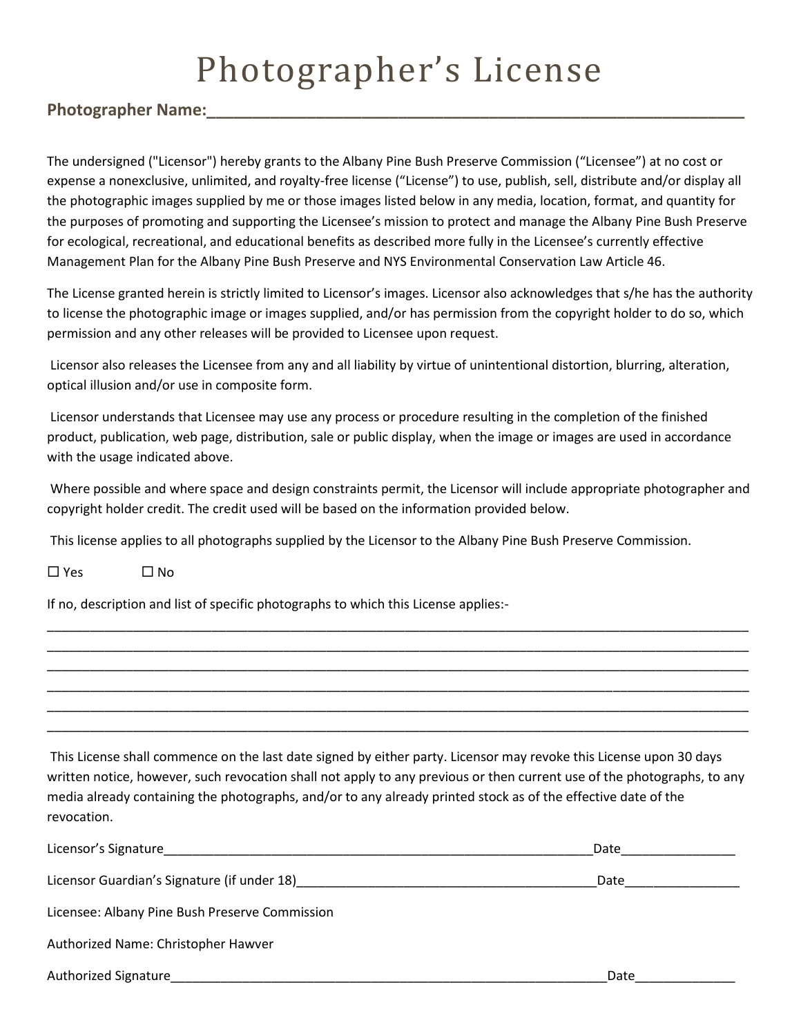# Photographer's License

**Photographer Name:**_______________________________________________________________

The undersigned ("Licensor") hereby grants to the Albany Pine Bush Preserve Commission ("Licensee") at no cost or expense a nonexclusive, unlimited, and royalty-free license ("License") to use, publish, sell, distribute and/or display all the photographic images supplied by me or those images listed below in any media, location, format, and quantity for the purposes of promoting and supporting the Licensee's mission to protect and manage the Albany Pine Bush Preserve for ecological, recreational, and educational benefits as described more fully in the Licensee's currently effective Management Plan for the Albany Pine Bush Preserve and NYS Environmental Conservation Law Article 46.

The License granted herein is strictly limited to Licensor's images. Licensor also acknowledges that s/he has the authority to license the photographic image or images supplied, and/or has permission from the copyright holder to do so, which permission and any other releases will be provided to Licensee upon request.

Licensor also releases the Licensee from any and all liability by virtue of unintentional distortion, blurring, alteration, optical illusion and/or use in composite form.

Licensor understands that Licensee may use any process or procedure resulting in the completion of the finished product, publication, web page, distribution, sale or public display, when the image or images are used in accordance with the usage indicated above.

Where possible and where space and design constraints permit, the Licensor will include appropriate photographer and copyright holder credit. The credit used will be based on the information provided below.

This license applies to all photographs supplied by the Licensor to the Albany Pine Bush Preserve Commission.

☐ Yes ☐ No

If no, description and list of specific photographs to which this License applies:-

_____________________________________________________________________________________________
_____________________________________________________________________________________________
_____________________________________________________________________________________________
_____________________________________________________________________________________________
_____________________________________________________________________________________________
_____________________________________________________________________________________________

This License shall commence on the last date signed by either party. Licensor may revoke this License upon 30 days written notice, however, such revocation shall not apply to any previous or then current use of the photographs, to any media already containing the photographs, and/or to any already printed stock as of the effective date of the revocation.

Licensor's Signature_______________________________________________________________Date________________

Licensor Guardian's Signature (if under 18)___________________________________________Date________________

Licensee: Albany Pine Bush Preserve Commission

Authorized Name: Christopher Hawver

Authorized Signature_______________________________________________________________Date______________